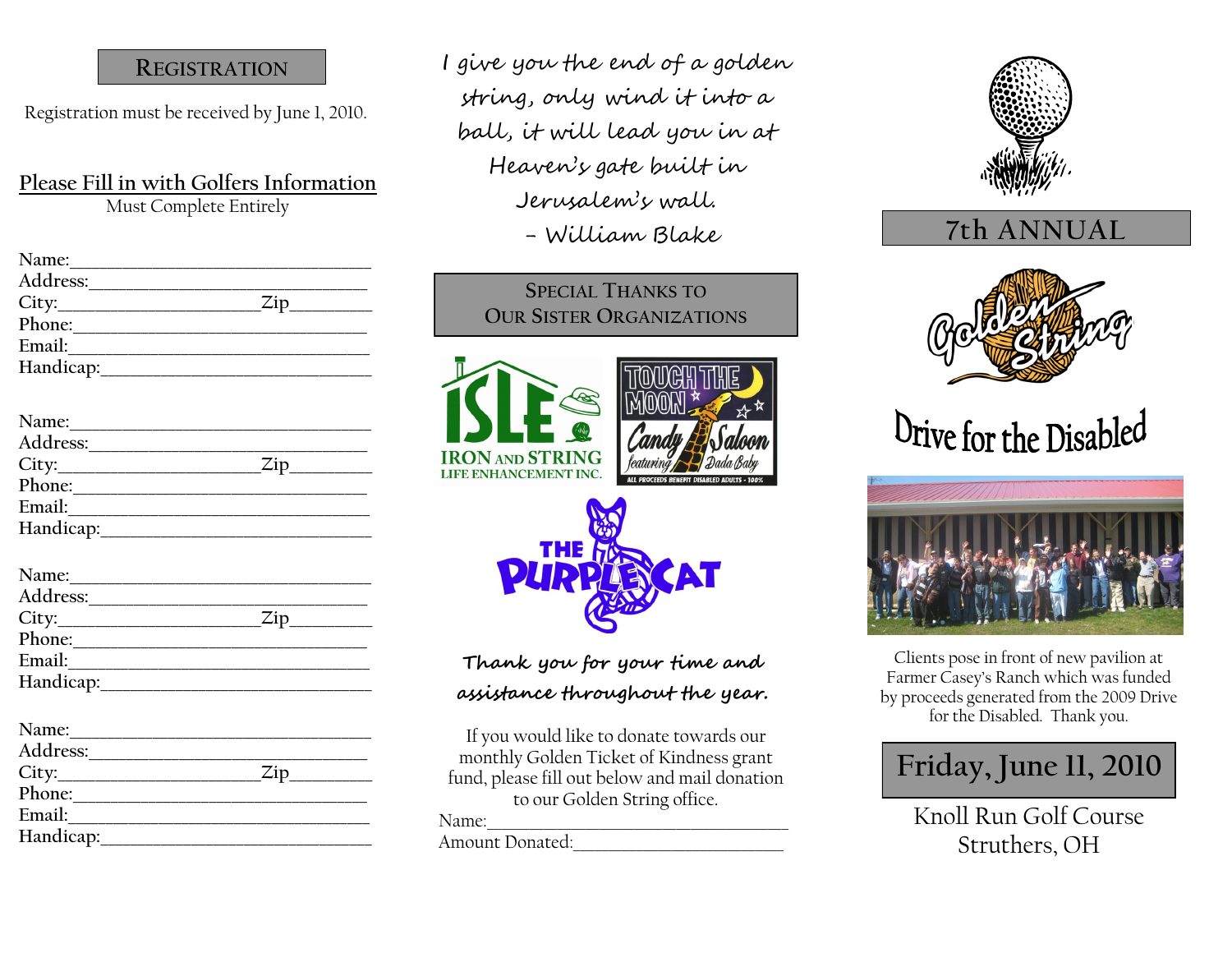## Registration

Registration must be received by June 1, 2010.

**Please Fill in with Golfers Information**

Must Complete Entirely

Name:\_\_\_\_\_\_\_\_\_\_\_\_\_\_\_\_\_\_\_\_\_\_\_\_\_\_\_\_\_\_\_\_
Address:\_\_\_\_\_\_\_\_\_\_\_\_\_\_\_\_\_\_\_\_\_\_\_\_\_\_\_\_\_
City:\_\_\_\_\_\_\_\_\_\_\_\_\_\_\_\_\_\_\_\_Zip\_\_\_\_\_\_\_\_
Phone:\_\_\_\_\_\_\_\_\_\_\_\_\_\_\_\_\_\_\_\_\_\_\_\_\_\_\_\_\_\_\_
Email:\_\_\_\_\_\_\_\_\_\_\_\_\_\_\_\_\_\_\_\_\_\_\_\_\_\_\_\_\_\_\_
Handicap:\_\_\_\_\_\_\_\_\_\_\_\_\_\_\_\_\_\_\_\_\_\_\_\_\_\_\_\_\_

Name:\_\_\_\_\_\_\_\_\_\_\_\_\_\_\_\_\_\_\_\_\_\_\_\_\_\_\_\_\_\_\_\_
Address:\_\_\_\_\_\_\_\_\_\_\_\_\_\_\_\_\_\_\_\_\_\_\_\_\_\_\_\_\_
City:\_\_\_\_\_\_\_\_\_\_\_\_\_\_\_\_\_\_\_\_Zip\_\_\_\_\_\_\_\_
Phone:\_\_\_\_\_\_\_\_\_\_\_\_\_\_\_\_\_\_\_\_\_\_\_\_\_\_\_\_\_\_\_
Email:\_\_\_\_\_\_\_\_\_\_\_\_\_\_\_\_\_\_\_\_\_\_\_\_\_\_\_\_\_\_\_
Handicap:\_\_\_\_\_\_\_\_\_\_\_\_\_\_\_\_\_\_\_\_\_\_\_\_\_\_\_\_\_

Name:\_\_\_\_\_\_\_\_\_\_\_\_\_\_\_\_\_\_\_\_\_\_\_\_\_\_\_\_\_\_\_\_
Address:\_\_\_\_\_\_\_\_\_\_\_\_\_\_\_\_\_\_\_\_\_\_\_\_\_\_\_\_\_
City:\_\_\_\_\_\_\_\_\_\_\_\_\_\_\_\_\_\_\_\_Zip\_\_\_\_\_\_\_\_
Phone:\_\_\_\_\_\_\_\_\_\_\_\_\_\_\_\_\_\_\_\_\_\_\_\_\_\_\_\_\_\_\_
Email:\_\_\_\_\_\_\_\_\_\_\_\_\_\_\_\_\_\_\_\_\_\_\_\_\_\_\_\_\_\_\_
Handicap:\_\_\_\_\_\_\_\_\_\_\_\_\_\_\_\_\_\_\_\_\_\_\_\_\_\_\_\_\_

Name:\_\_\_\_\_\_\_\_\_\_\_\_\_\_\_\_\_\_\_\_\_\_\_\_\_\_\_\_\_\_\_\_
Address:\_\_\_\_\_\_\_\_\_\_\_\_\_\_\_\_\_\_\_\_\_\_\_\_\_\_\_\_\_
City:\_\_\_\_\_\_\_\_\_\_\_\_\_\_\_\_\_\_\_\_Zip\_\_\_\_\_\_\_\_
Phone:\_\_\_\_\_\_\_\_\_\_\_\_\_\_\_\_\_\_\_\_\_\_\_\_\_\_\_\_\_\_\_
Email:\_\_\_\_\_\_\_\_\_\_\_\_\_\_\_\_\_\_\_\_\_\_\_\_\_\_\_\_\_\_\_
Handicap:\_\_\_\_\_\_\_\_\_\_\_\_\_\_\_\_\_\_\_\_\_\_\_\_\_\_\_\_\_

*I give you the end of a golden string, only wind it into a ball, it will lead you in at Heaven's gate built in Jerusalem's wall.*
*– William Blake*

## Special Thanks to Our Sister Organizations

ISLE Iron and String Life Enhancement Inc.

Touch the Moon Candy Saloon featuring Dada Baby — All proceeds benefit disabled adults · 100%

The Purple Cat

**Thank you for your time and assistance throughout the year.**

If you would like to donate towards our monthly Golden Ticket of Kindness grant fund, please fill out below and mail donation to our Golden String office.

Name:\_\_\_\_\_\_\_\_\_\_\_\_\_\_\_\_\_\_\_\_\_\_\_\_\_\_\_\_\_\_\_\_\_\_\_\_
Amount Donated:\_\_\_\_\_\_\_\_\_\_\_\_\_\_\_\_\_\_\_\_\_\_\_\_\_\_\_

## 7th ANNUAL

# Golden String

# Drive for the Disabled

Clients pose in front of new pavilion at Farmer Casey's Ranch which was funded by proceeds generated from the 2009 Drive for the Disabled. Thank you.

## Friday, June 11, 2010

Knoll Run Golf Course
Struthers, OH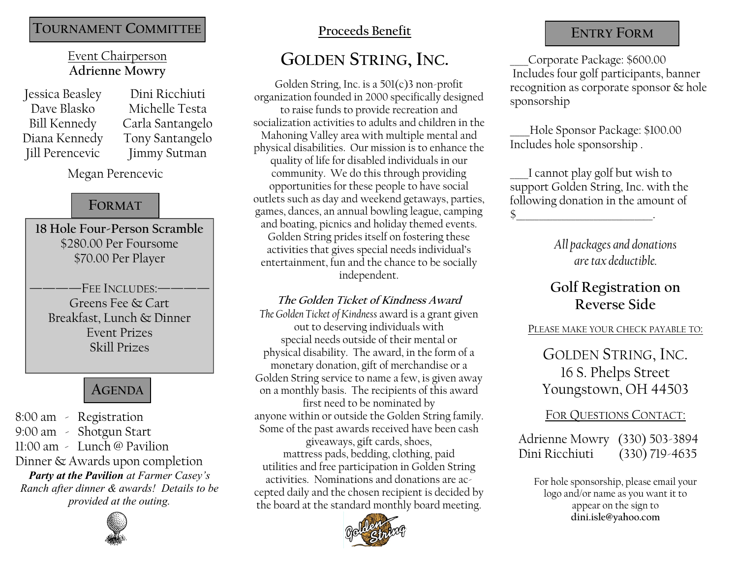## Tournament Committee

Event Chairperson
**Adrienne Mowry**

Jessica Beasley
Dave Blasko
Bill Kennedy
Diana Kennedy
Jill Perencevic
Dini Ricchiuti
Michelle Testa
Carla Santangelo
Tony Santangelo
Jimmy Sutman
Megan Perencevic

## Format

**18 Hole Four-Person Scramble**
$280.00 Per Foursome
$70.00 Per Player

————Fee Includes:————
Greens Fee & Cart
Breakfast, Lunch & Dinner
Event Prizes
Skill Prizes

## Agenda

8:00 am - Registration
9:00 am - Shotgun Start
11:00 am - Lunch @ Pavilion
Dinner & Awards upon completion

***Party at the Pavilion*** *at Farmer Casey's Ranch after dinner & awards! Details to be provided at the outing.*

Proceeds Benefit

## Golden String, Inc.

Golden String, Inc. is a 501(c)3 non-profit organization founded in 2000 specifically designed to raise funds to provide recreation and socialization activities to adults and children in the Mahoning Valley area with multiple mental and physical disabilities. Our mission is to enhance the quality of life for disabled individuals in our community. We do this through providing opportunities for these people to have social outlets such as day and weekend getaways, parties, games, dances, an annual bowling league, camping and boating, picnics and holiday themed events. Golden String prides itself on fostering these activities that gives special needs individual's entertainment, fun and the chance to be socially independent.

### *The Golden Ticket of Kindness Award*

*The Golden Ticket of Kindness* award is a grant given out to deserving individuals with special needs outside of their mental or physical disability. The award, in the form of a monetary donation, gift of merchandise or a Golden String service to name a few, is given away on a monthly basis. The recipients of this award first need to be nominated by anyone within or outside the Golden String family. Some of the past awards received have been cash giveaways, gift cards, shoes, mattress pads, bedding, clothing, paid utilities and free participation in Golden String activities. Nominations and donations are accepted daily and the chosen recipient is decided by the board at the standard monthly board meeting.

## Entry Form

___Corporate Package: $600.00
Includes four golf participants, banner recognition as corporate sponsor & hole sponsorship

___Hole Sponsor Package: $100.00
Includes hole sponsorship .

___I cannot play golf but wish to support Golden String, Inc. with the following donation in the amount of $_______________________.

*All packages and donations are tax deductible.*

**Golf Registration on Reverse Side**

Please make your check payable to:

Golden String, Inc.
16 S. Phelps Street
Youngstown, OH 44503

For Questions Contact:

Adrienne Mowry (330) 503-3894
Dini Ricchiuti (330) 719-4635

For hole sponsorship, please email your logo and/or name as you want it to appear on the sign to **dini.isle@yahoo.com**